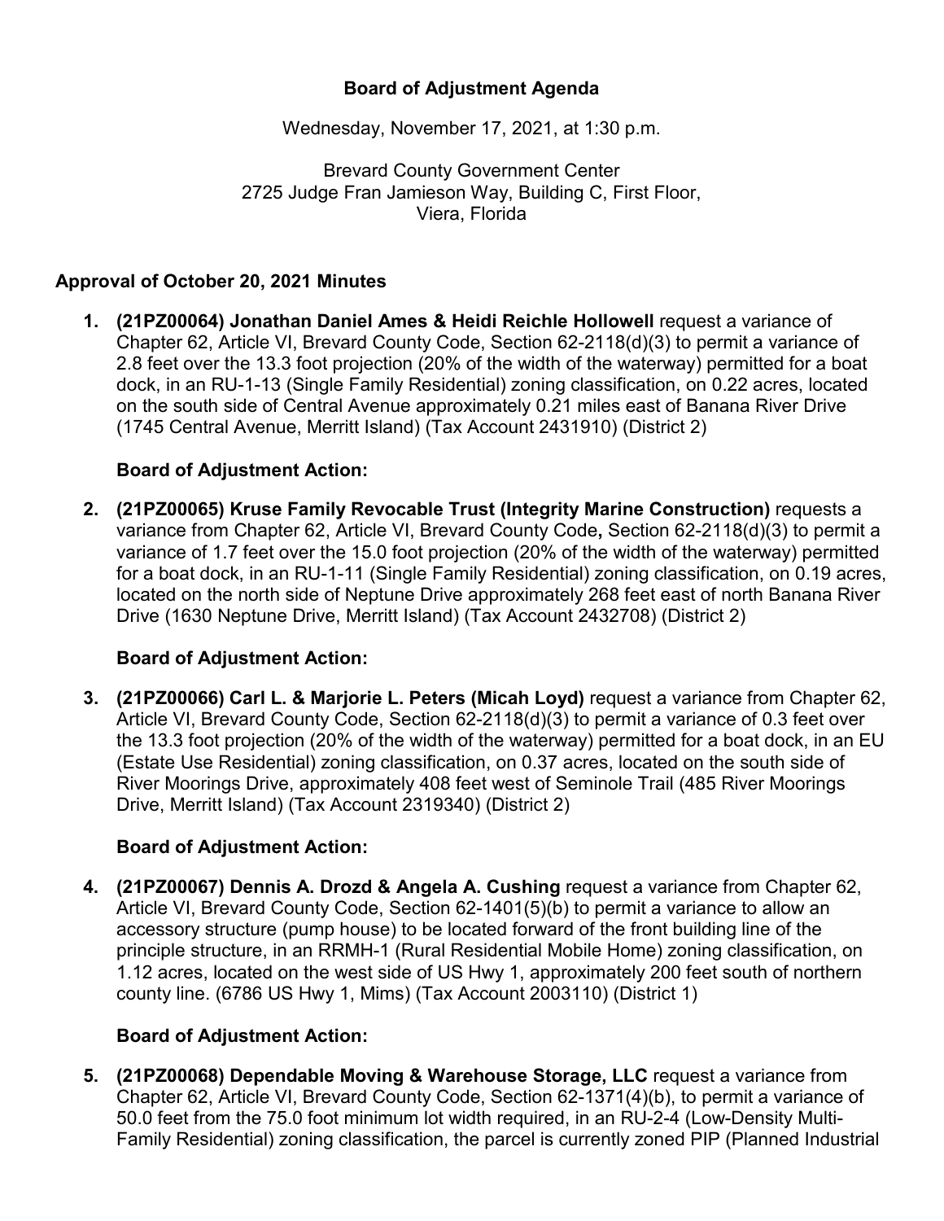# Board of Adjustment Agenda

Wednesday, November 17, 2021, at 1:30 p.m.

Brevard County Government Center
2725 Judge Fran Jamieson Way, Building C, First Floor,
Viera, Florida

## Approval of October 20, 2021 Minutes

1. **(21PZ00064) Jonathan Daniel Ames & Heidi Reichle Hollowell** request a variance of Chapter 62, Article VI, Brevard County Code, Section 62-2118(d)(3) to permit a variance of 2.8 feet over the 13.3 foot projection (20% of the width of the waterway) permitted for a boat dock, in an RU-1-13 (Single Family Residential) zoning classification, on 0.22 acres, located on the south side of Central Avenue approximately 0.21 miles east of Banana River Drive (1745 Central Avenue, Merritt Island) (Tax Account 2431910) (District 2)

   **Board of Adjustment Action:**

2. **(21PZ00065) Kruse Family Revocable Trust (Integrity Marine Construction)** requests a variance from Chapter 62, Article VI, Brevard County Code**,** Section 62-2118(d)(3) to permit a variance of 1.7 feet over the 15.0 foot projection (20% of the width of the waterway) permitted for a boat dock, in an RU-1-11 (Single Family Residential) zoning classification, on 0.19 acres, located on the north side of Neptune Drive approximately 268 feet east of north Banana River Drive (1630 Neptune Drive, Merritt Island) (Tax Account 2432708) (District 2)

   **Board of Adjustment Action:**

3. **(21PZ00066) Carl L. & Marjorie L. Peters (Micah Loyd)** request a variance from Chapter 62, Article VI, Brevard County Code, Section 62-2118(d)(3) to permit a variance of 0.3 feet over the 13.3 foot projection (20% of the width of the waterway) permitted for a boat dock, in an EU (Estate Use Residential) zoning classification, on 0.37 acres, located on the south side of River Moorings Drive, approximately 408 feet west of Seminole Trail (485 River Moorings Drive, Merritt Island) (Tax Account 2319340) (District 2)

   **Board of Adjustment Action:**

4. **(21PZ00067) Dennis A. Drozd & Angela A. Cushing** request a variance from Chapter 62, Article VI, Brevard County Code, Section 62-1401(5)(b) to permit a variance to allow an accessory structure (pump house) to be located forward of the front building line of the principle structure, in an RRMH-1 (Rural Residential Mobile Home) zoning classification, on 1.12 acres, located on the west side of US Hwy 1, approximately 200 feet south of northern county line. (6786 US Hwy 1, Mims) (Tax Account 2003110) (District 1)

   **Board of Adjustment Action:**

5. **(21PZ00068) Dependable Moving & Warehouse Storage, LLC** request a variance from Chapter 62, Article VI, Brevard County Code, Section 62-1371(4)(b), to permit a variance of 50.0 feet from the 75.0 foot minimum lot width required, in an RU-2-4 (Low-Density Multi-Family Residential) zoning classification, the parcel is currently zoned PIP (Planned Industrial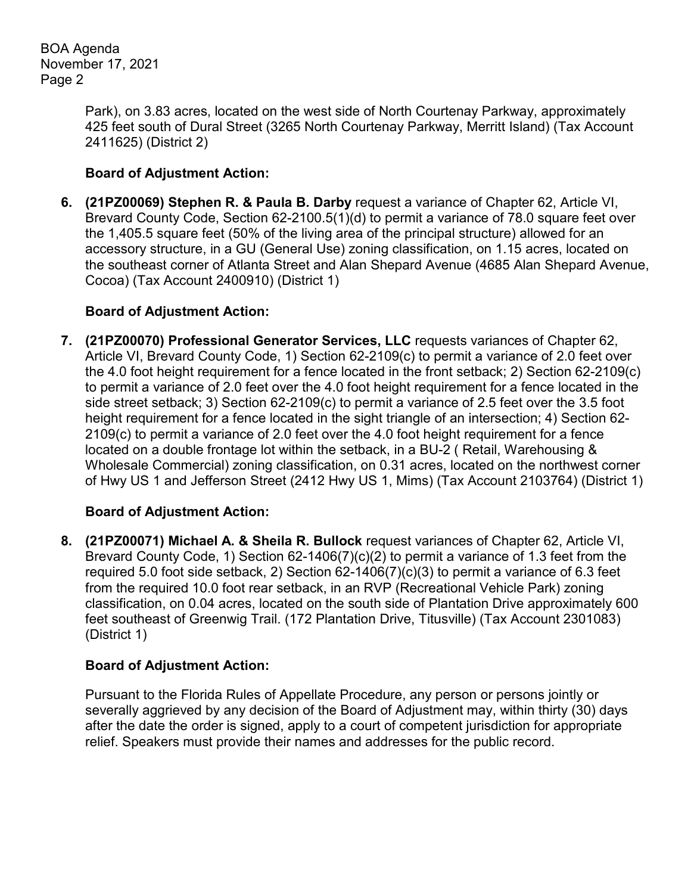Park), on 3.83 acres, located on the west side of North Courtenay Parkway, approximately 425 feet south of Dural Street (3265 North Courtenay Parkway, Merritt Island) (Tax Account 2411625) (District 2)

**Board of Adjustment Action:**

6. **(21PZ00069) Stephen R. & Paula B. Darby** request a variance of Chapter 62, Article VI, Brevard County Code, Section 62-2100.5(1)(d) to permit a variance of 78.0 square feet over the 1,405.5 square feet (50% of the living area of the principal structure) allowed for an accessory structure, in a GU (General Use) zoning classification, on 1.15 acres, located on the southeast corner of Atlanta Street and Alan Shepard Avenue (4685 Alan Shepard Avenue, Cocoa) (Tax Account 2400910) (District 1)

   **Board of Adjustment Action:**

7. **(21PZ00070) Professional Generator Services, LLC** requests variances of Chapter 62, Article VI, Brevard County Code, 1) Section 62-2109(c) to permit a variance of 2.0 feet over the 4.0 foot height requirement for a fence located in the front setback; 2) Section 62-2109(c) to permit a variance of 2.0 feet over the 4.0 foot height requirement for a fence located in the side street setback; 3) Section 62-2109(c) to permit a variance of 2.5 feet over the 3.5 foot height requirement for a fence located in the sight triangle of an intersection; 4) Section 62-2109(c) to permit a variance of 2.0 feet over the 4.0 foot height requirement for a fence located on a double frontage lot within the setback, in a BU-2 ( Retail, Warehousing & Wholesale Commercial) zoning classification, on 0.31 acres, located on the northwest corner of Hwy US 1 and Jefferson Street (2412 Hwy US 1, Mims) (Tax Account 2103764) (District 1)

   **Board of Adjustment Action:**

8. **(21PZ00071) Michael A. & Sheila R. Bullock** request variances of Chapter 62, Article VI, Brevard County Code, 1) Section 62-1406(7)(c)(2) to permit a variance of 1.3 feet from the required 5.0 foot side setback, 2) Section 62-1406(7)(c)(3) to permit a variance of 6.3 feet from the required 10.0 foot rear setback, in an RVP (Recreational Vehicle Park) zoning classification, on 0.04 acres, located on the south side of Plantation Drive approximately 600 feet southeast of Greenwig Trail. (172 Plantation Drive, Titusville) (Tax Account 2301083) (District 1)

   **Board of Adjustment Action:**

   Pursuant to the Florida Rules of Appellate Procedure, any person or persons jointly or severally aggrieved by any decision of the Board of Adjustment may, within thirty (30) days after the date the order is signed, apply to a court of competent jurisdiction for appropriate relief. Speakers must provide their names and addresses for the public record.